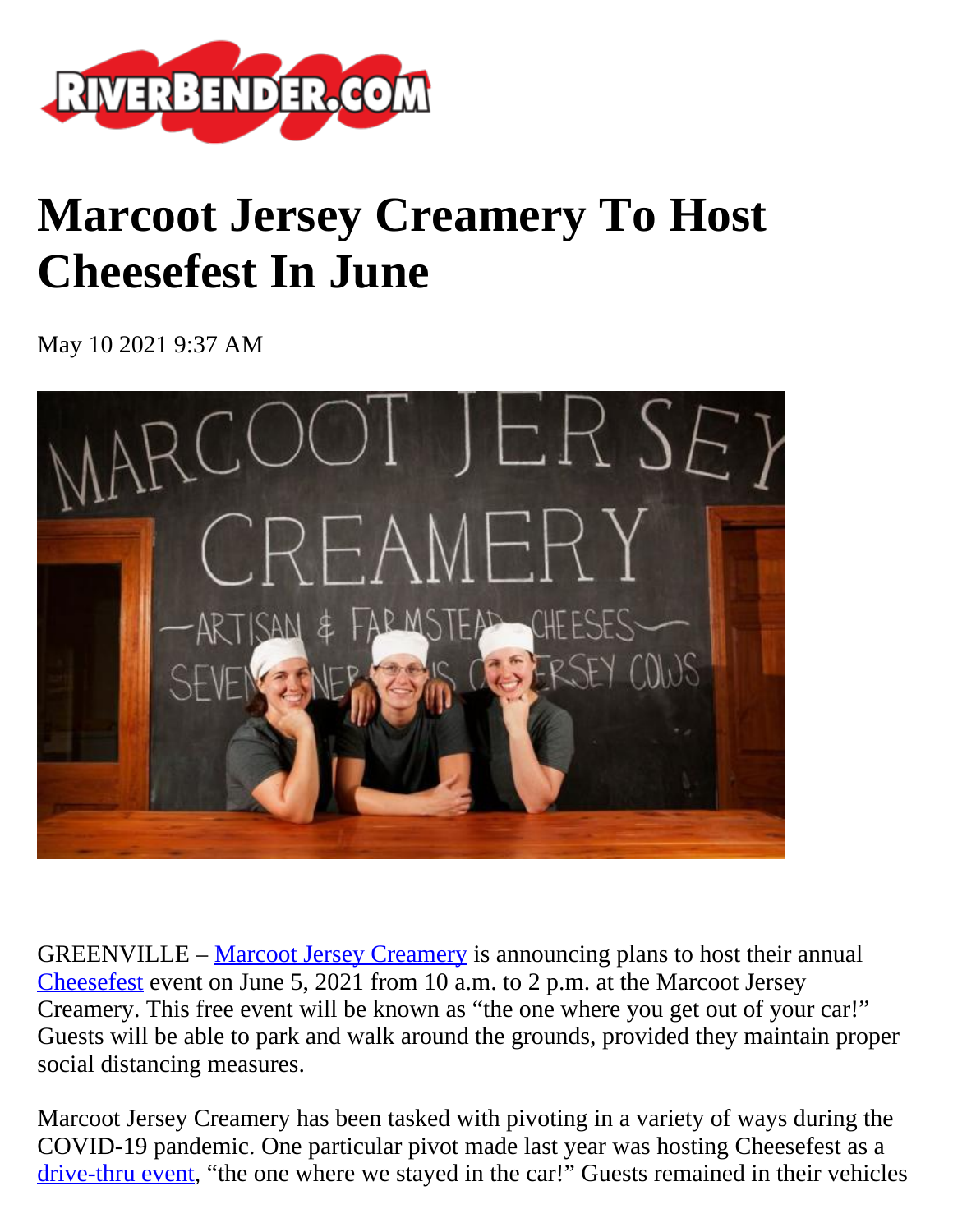# Marcoot Jersey Creamery To Host Cheesefest In June

May 10 2021 9:37 AM

GREENVILLE – Marcoot Jersey Creamery is announcing plans to host their annual Cheesefest event on June 5, 2021 from 10 a.m. to 2 p.m. at the Marcoot Jersey Creamery. This free event will be known as "the one where you get out of your car!" Guests will be able to park and walk around the grounds, provided they maintain proper social distancing measures.

Marcoot Jersey Creamery has been tasked with pivoting in a variety of ways during the COVID-19 pandemic. One particular pivot made last year was hosting Cheesefest as a drive-thru event, "the one where we stayed in the car!" Guests remained in their vehicles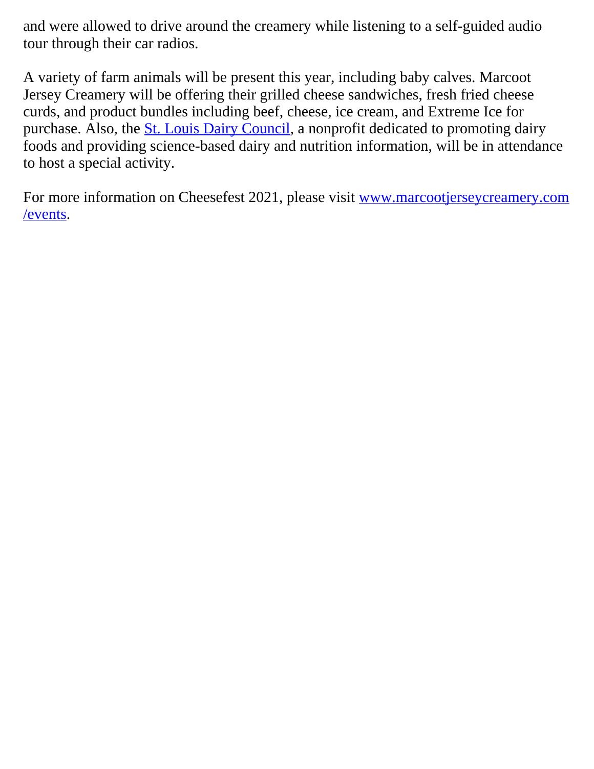and were allowed to drive around the creamery while listening to a self-guided audio tour through their car radios.

A variety of farm animals will be present this year, including baby calves. Marcoot Jersey Creamery will be offering their grilled cheese sandwiches, fresh fried cheese curds, and product bundles including beef, cheese, ice cream, and Extreme Ice for purchase. Also, the St. Louis Dairy Council, a nonprofit dedicated to promoting dairy foods and providing science-based dairy and nutrition information, will be in attendance to host a special activity.

For more information on Cheesefest 2021, please visit www.marcootjerseycreamery.com/events.